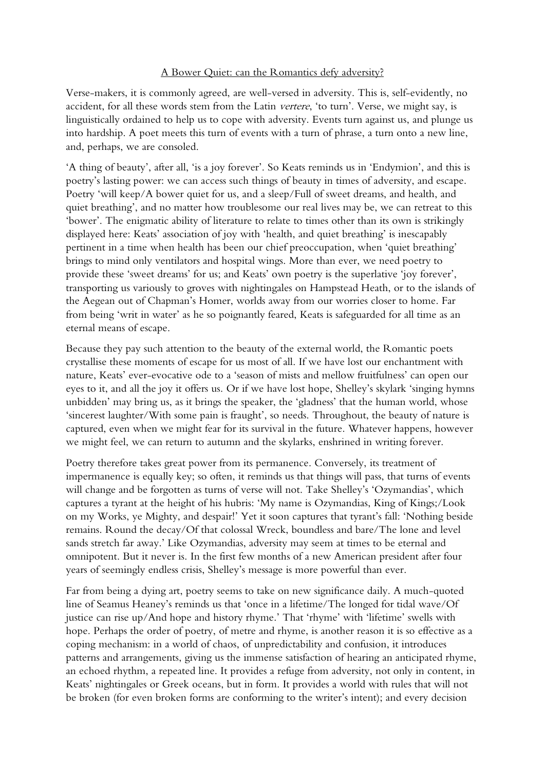<u>A Bower Quiet: can the Romantics defy adversity?</u>

Verse-makers, it is commonly agreed, are well-versed in adversity. This is, self-evidently, no accident, for all these words stem from the Latin *vertere*, 'to turn'. Verse, we might say, is linguistically ordained to help us to cope with adversity. Events turn against us, and plunge us into hardship. A poet meets this turn of events with a turn of phrase, a turn onto a new line, and, perhaps, we are consoled.

'A thing of beauty', after all, 'is a joy forever'. So Keats reminds us in 'Endymion', and this is poetry's lasting power: we can access such things of beauty in times of adversity, and escape. Poetry 'will keep/A bower quiet for us, and a sleep/Full of sweet dreams, and health, and quiet breathing', and no matter how troublesome our real lives may be, we can retreat to this 'bower'. The enigmatic ability of literature to relate to times other than its own is strikingly displayed here: Keats' association of joy with 'health, and quiet breathing' is inescapably pertinent in a time when health has been our chief preoccupation, when 'quiet breathing' brings to mind only ventilators and hospital wings. More than ever, we need poetry to provide these 'sweet dreams' for us; and Keats' own poetry is the superlative 'joy forever', transporting us variously to groves with nightingales on Hampstead Heath, or to the islands of the Aegean out of Chapman's Homer, worlds away from our worries closer to home. Far from being 'writ in water' as he so poignantly feared, Keats is safeguarded for all time as an eternal means of escape.

Because they pay such attention to the beauty of the external world, the Romantic poets crystallise these moments of escape for us most of all. If we have lost our enchantment with nature, Keats' ever-evocative ode to a 'season of mists and mellow fruitfulness' can open our eyes to it, and all the joy it offers us. Or if we have lost hope, Shelley's skylark 'singing hymns unbidden' may bring us, as it brings the speaker, the 'gladness' that the human world, whose 'sincerest laughter/With some pain is fraught', so needs. Throughout, the beauty of nature is captured, even when we might fear for its survival in the future. Whatever happens, however we might feel, we can return to autumn and the skylarks, enshrined in writing forever.

Poetry therefore takes great power from its permanence. Conversely, its treatment of impermanence is equally key; so often, it reminds us that things will pass, that turns of events will change and be forgotten as turns of verse will not. Take Shelley's 'Ozymandias', which captures a tyrant at the height of his hubris: 'My name is Ozymandias, King of Kings;/Look on my Works, ye Mighty, and despair!' Yet it soon captures that tyrant's fall: 'Nothing beside remains. Round the decay/Of that colossal Wreck, boundless and bare/The lone and level sands stretch far away.' Like Ozymandias, adversity may seem at times to be eternal and omnipotent. But it never is. In the first few months of a new American president after four years of seemingly endless crisis, Shelley's message is more powerful than ever.

Far from being a dying art, poetry seems to take on new significance daily. A much-quoted line of Seamus Heaney's reminds us that 'once in a lifetime/The longed for tidal wave/Of justice can rise up/And hope and history rhyme.' That 'rhyme' with 'lifetime' swells with hope. Perhaps the order of poetry, of metre and rhyme, is another reason it is so effective as a coping mechanism: in a world of chaos, of unpredictability and confusion, it introduces patterns and arrangements, giving us the immense satisfaction of hearing an anticipated rhyme, an echoed rhythm, a repeated line. It provides a refuge from adversity, not only in content, in Keats' nightingales or Greek oceans, but in form. It provides a world with rules that will not be broken (for even broken forms are conforming to the writer's intent); and every decision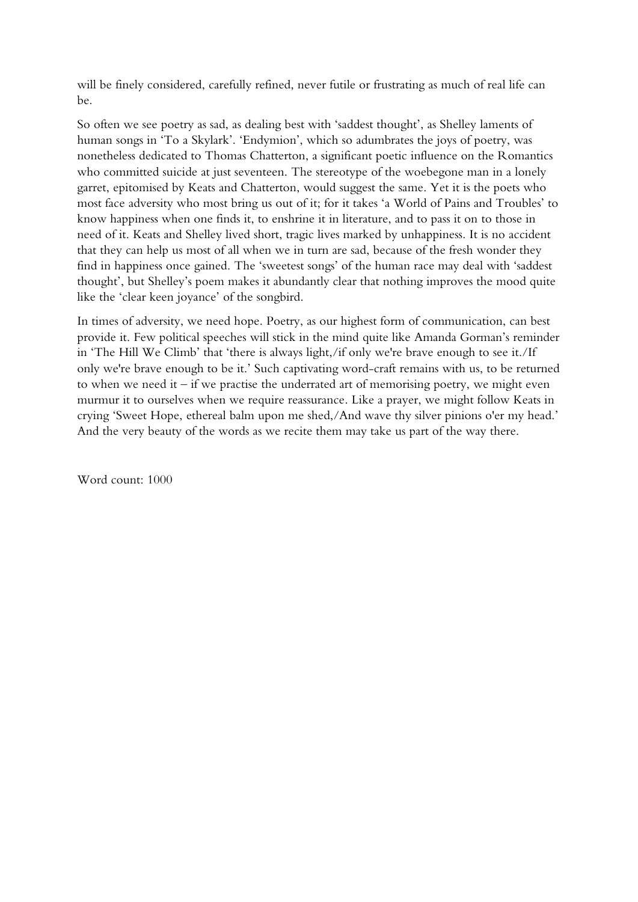will be finely considered, carefully refined, never futile or frustrating as much of real life can be.

So often we see poetry as sad, as dealing best with 'saddest thought', as Shelley laments of human songs in 'To a Skylark'. 'Endymion', which so adumbrates the joys of poetry, was nonetheless dedicated to Thomas Chatterton, a significant poetic influence on the Romantics who committed suicide at just seventeen. The stereotype of the woebegone man in a lonely garret, epitomised by Keats and Chatterton, would suggest the same. Yet it is the poets who most face adversity who most bring us out of it; for it takes 'a World of Pains and Troubles' to know happiness when one finds it, to enshrine it in literature, and to pass it on to those in need of it. Keats and Shelley lived short, tragic lives marked by unhappiness. It is no accident that they can help us most of all when we in turn are sad, because of the fresh wonder they find in happiness once gained. The 'sweetest songs' of the human race may deal with 'saddest thought', but Shelley's poem makes it abundantly clear that nothing improves the mood quite like the 'clear keen joyance' of the songbird.

In times of adversity, we need hope. Poetry, as our highest form of communication, can best provide it. Few political speeches will stick in the mind quite like Amanda Gorman's reminder in 'The Hill We Climb' that 'there is always light,/if only we're brave enough to see it./If only we're brave enough to be it.' Such captivating word-craft remains with us, to be returned to when we need it – if we practise the underrated art of memorising poetry, we might even murmur it to ourselves when we require reassurance. Like a prayer, we might follow Keats in crying 'Sweet Hope, ethereal balm upon me shed,/And wave thy silver pinions o'er my head.' And the very beauty of the words as we recite them may take us part of the way there.

Word count: 1000